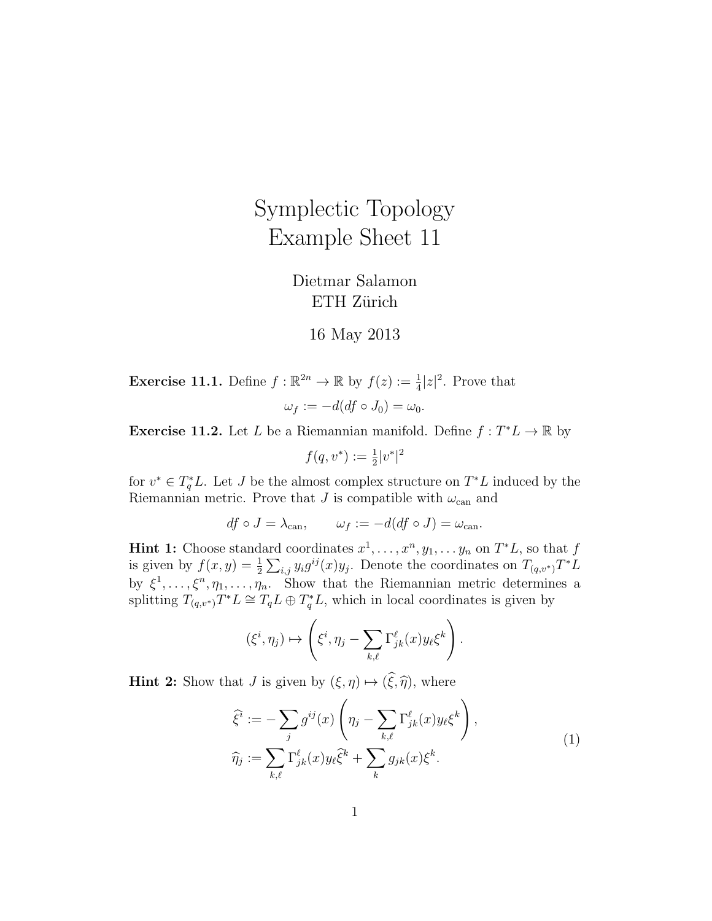# Symplectic Topology
## Example Sheet 11

Dietmar Salamon
ETH Zürich

16 May 2013

**Exercise 11.1.** Define $f : \mathbb{R}^{2n} \to \mathbb{R}$ by $f(z) := \frac{1}{4}|z|^2$. Prove that

$$\omega_f := -d(df \circ J_0) = \omega_0.$$

**Exercise 11.2.** Let $L$ be a Riemannian manifold. Define $f : T^*L \to \mathbb{R}$ by

$$f(q, v^*) := \tfrac{1}{2}|v^*|^2$$

for $v^* \in T_q^*L$. Let $J$ be the almost complex structure on $T^*L$ induced by the Riemannian metric. Prove that $J$ is compatible with $\omega_{\mathrm{can}}$ and

$$df \circ J = \lambda_{\mathrm{can}}, \qquad \omega_f := -d(df \circ J) = \omega_{\mathrm{can}}.$$

**Hint 1:** Choose standard coordinates $x^1, \ldots, x^n, y_1, \ldots y_n$ on $T^*L$, so that $f$ is given by $f(x,y) = \frac{1}{2}\sum_{i,j} y_i g^{ij}(x) y_j$. Denote the coordinates on $T_{(q,v^*)}T^*L$ by $\xi^1, \ldots, \xi^n, \eta_1, \ldots, \eta_n$. Show that the Riemannian metric determines a splitting $T_{(q,v^*)}T^*L \cong T_qL \oplus T_q^*L$, which in local coordinates is given by

$$(\xi^i, \eta_j) \mapsto \left(\xi^i, \eta_j - \sum_{k,\ell} \Gamma_{jk}^\ell(x) y_\ell \xi^k\right).$$

**Hint 2:** Show that $J$ is given by $(\xi, \eta) \mapsto (\widehat{\xi}, \widehat{\eta})$, where

$$\begin{aligned}
\widehat{\xi}^i &:= -\sum_j g^{ij}(x)\left(\eta_j - \sum_{k,\ell} \Gamma_{jk}^\ell(x) y_\ell \xi^k\right), \\
\widehat{\eta}_j &:= \sum_{k,\ell} \Gamma_{jk}^\ell(x) y_\ell \widehat{\xi}^k + \sum_k g_{jk}(x)\xi^k.
\end{aligned} \tag{1}$$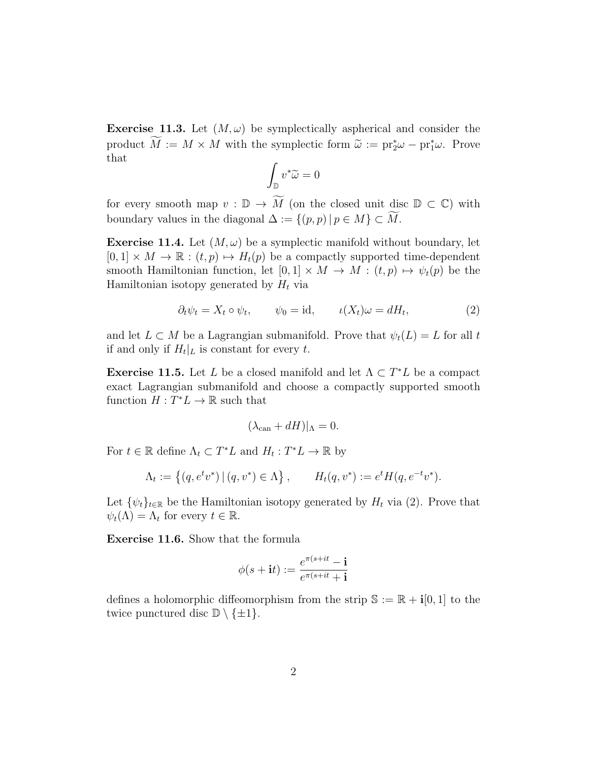**Exercise 11.3.** Let $(M, \omega)$ be symplectically aspherical and consider the product $\widetilde{M} := M \times M$ with the symplectic form $\widetilde{\omega} := \mathrm{pr}_2^*\omega - \mathrm{pr}_1^*\omega$. Prove that

$$\int_{\mathbb{D}} v^*\widetilde{\omega} = 0$$

for every smooth map $v : \mathbb{D} \to \widetilde{M}$ (on the closed unit disc $\mathbb{D} \subset \mathbb{C}$) with boundary values in the diagonal $\Delta := \{(p,p) \,|\, p \in M\} \subset \widetilde{M}$.

**Exercise 11.4.** Let $(M, \omega)$ be a symplectic manifold without boundary, let $[0,1] \times M \to \mathbb{R} : (t,p) \mapsto H_t(p)$ be a compactly supported time-dependent smooth Hamiltonian function, let $[0,1] \times M \to M : (t,p) \mapsto \psi_t(p)$ be the Hamiltonian isotopy generated by $H_t$ via

$$\partial_t \psi_t = X_t \circ \psi_t, \qquad \psi_0 = \mathrm{id}, \qquad \iota(X_t)\omega = dH_t, \tag{2}$$

and let $L \subset M$ be a Lagrangian submanifold. Prove that $\psi_t(L) = L$ for all $t$ if and only if $H_t|_L$ is constant for every $t$.

**Exercise 11.5.** Let $L$ be a closed manifold and let $\Lambda \subset T^*L$ be a compact exact Lagrangian submanifold and choose a compactly supported smooth function $H : T^*L \to \mathbb{R}$ such that

$$(\lambda_{\mathrm{can}} + dH)|_\Lambda = 0.$$

For $t \in \mathbb{R}$ define $\Lambda_t \subset T^*L$ and $H_t : T^*L \to \mathbb{R}$ by

$$\Lambda_t := \left\{ (q, e^t v^*) \,|\, (q, v^*) \in \Lambda \right\}, \qquad H_t(q, v^*) := e^t H(q, e^{-t} v^*).$$

Let $\{\psi_t\}_{t\in\mathbb{R}}$ be the Hamiltonian isotopy generated by $H_t$ via (2). Prove that $\psi_t(\Lambda) = \Lambda_t$ for every $t \in \mathbb{R}$.

**Exercise 11.6.** Show that the formula

$$\phi(s + \mathbf{i}t) := \frac{e^{\pi(s+it} - \mathbf{i}}{e^{\pi(s+it} + \mathbf{i}}$$

defines a holomorphic diffeomorphism from the strip $\mathbb{S} := \mathbb{R} + \mathbf{i}[0,1]$ to the twice punctured disc $\mathbb{D} \setminus \{\pm 1\}$.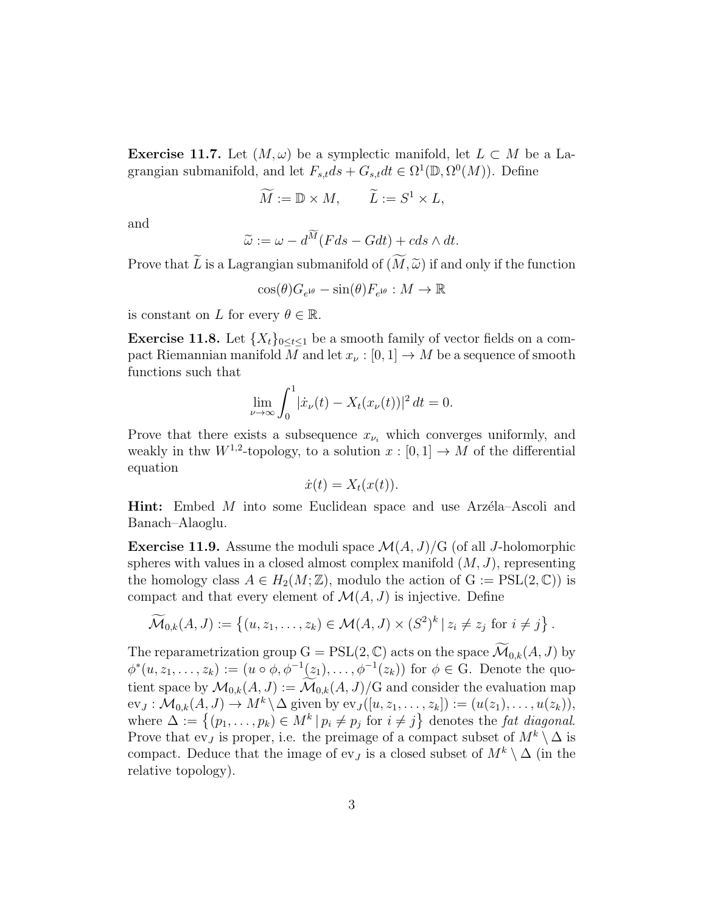**Exercise 11.7.** Let $(M, \omega)$ be a symplectic manifold, let $L \subset M$ be a Lagrangian submanifold, and let $F_{s,t}ds + G_{s,t}dt \in \Omega^1(\mathbb{D}, \Omega^0(M))$. Define

$$\widetilde{M} := \mathbb{D} \times M, \qquad \widetilde{L} := S^1 \times L,$$

and

$$\widetilde{\omega} := \omega - d^{\widetilde{M}}(Fds - Gdt) + cds \wedge dt.$$

Prove that $\widetilde{L}$ is a Lagrangian submanifold of $(\widetilde{M}, \widetilde{\omega})$ if and only if the function

$$\cos(\theta) G_{e^{i\theta}} - \sin(\theta) F_{e^{i\theta}} : M \to \mathbb{R}$$

is constant on $L$ for every $\theta \in \mathbb{R}$.

**Exercise 11.8.** Let $\{X_t\}_{0 \le t \le 1}$ be a smooth family of vector fields on a compact Riemannian manifold $M$ and let $x_\nu : [0,1] \to M$ be a sequence of smooth functions such that

$$\lim_{\nu \to \infty} \int_0^1 |\dot{x}_\nu(t) - X_t(x_\nu(t))|^2 \, dt = 0.$$

Prove that there exists a subsequence $x_{\nu_i}$ which converges uniformly, and weakly in thw $W^{1,2}$-topology, to a solution $x : [0,1] \to M$ of the differential equation

$$\dot{x}(t) = X_t(x(t)).$$

**Hint:** Embed $M$ into some Euclidean space and use Arzéla–Ascoli and Banach–Alaoglu.

**Exercise 11.9.** Assume the moduli space $\mathcal{M}(A, J)/\mathrm{G}$ (of all $J$-holomorphic spheres with values in a closed almost complex manifold $(M, J)$, representing the homology class $A \in H_2(M; \mathbb{Z})$, modulo the action of $\mathrm{G} := \mathrm{PSL}(2, \mathbb{C})$) is compact and that every element of $\mathcal{M}(A, J)$ is injective. Define

$$\widetilde{\mathcal{M}}_{0,k}(A, J) := \left\{ (u, z_1, \ldots, z_k) \in \mathcal{M}(A, J) \times (S^2)^k \,|\, z_i \neq z_j \text{ for } i \neq j \right\}.$$

The reparametrization group $\mathrm{G} = \mathrm{PSL}(2, \mathbb{C})$ acts on the space $\widetilde{\mathcal{M}}_{0,k}(A, J)$ by $\phi^*(u, z_1, \ldots, z_k) := (u \circ \phi, \phi^{-1}(z_1), \ldots, \phi^{-1}(z_k))$ for $\phi \in \mathrm{G}$. Denote the quotient space by $\mathcal{M}_{0,k}(A, J) := \widetilde{\mathcal{M}}_{0,k}(A, J)/\mathrm{G}$ and consider the evaluation map $\mathrm{ev}_J : \mathcal{M}_{0,k}(A, J) \to M^k \setminus \Delta$ given by $\mathrm{ev}_J([u, z_1, \ldots, z_k]) := (u(z_1), \ldots, u(z_k))$, where $\Delta := \left\{ (p_1, \ldots, p_k) \in M^k \,|\, p_i \neq p_j \text{ for } i \neq j \right\}$ denotes the *fat diagonal*. Prove that $\mathrm{ev}_J$ is proper, i.e. the preimage of a compact subset of $M^k \setminus \Delta$ is compact. Deduce that the image of $\mathrm{ev}_J$ is a closed subset of $M^k \setminus \Delta$ (in the relative topology).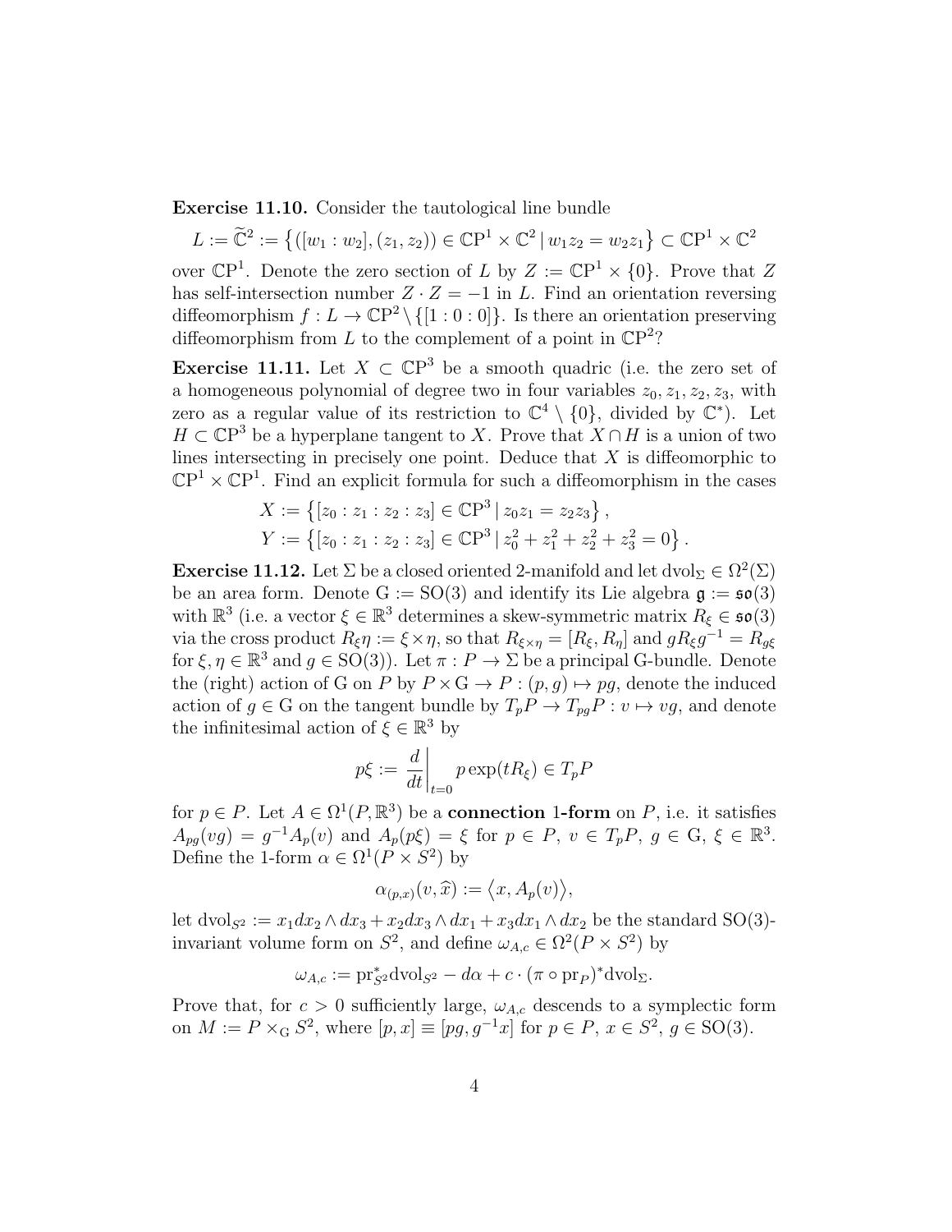**Exercise 11.10.** Consider the tautological line bundle

$$L := \widetilde{\mathbb{C}}^2 := \left\{([w_1 : w_2], (z_1, z_2)) \in \mathbb{C}\mathrm{P}^1 \times \mathbb{C}^2 \,|\, w_1 z_2 = w_2 z_1\right\} \subset \mathbb{C}\mathrm{P}^1 \times \mathbb{C}^2$$

over $\mathbb{C}\mathrm{P}^1$. Denote the zero section of $L$ by $Z := \mathbb{C}\mathrm{P}^1 \times \{0\}$. Prove that $Z$ has self-intersection number $Z \cdot Z = -1$ in $L$. Find an orientation reversing diffeomorphism $f : L \to \mathbb{C}\mathrm{P}^2 \setminus \{[1:0:0]\}$. Is there an orientation preserving diffeomorphism from $L$ to the complement of a point in $\mathbb{C}\mathrm{P}^2$?

**Exercise 11.11.** Let $X \subset \mathbb{C}\mathrm{P}^3$ be a smooth quadric (i.e. the zero set of a homogeneous polynomial of degree two in four variables $z_0, z_1, z_2, z_3$, with zero as a regular value of its restriction to $\mathbb{C}^4 \setminus \{0\}$, divided by $\mathbb{C}^*$). Let $H \subset \mathbb{C}\mathrm{P}^3$ be a hyperplane tangent to $X$. Prove that $X \cap H$ is a union of two lines intersecting in precisely one point. Deduce that $X$ is diffeomorphic to $\mathbb{C}\mathrm{P}^1 \times \mathbb{C}\mathrm{P}^1$. Find an explicit formula for such a diffeomorphism in the cases

$$X := \left\{[z_0 : z_1 : z_2 : z_3] \in \mathbb{C}\mathrm{P}^3 \,|\, z_0 z_1 = z_2 z_3\right\},$$
$$Y := \left\{[z_0 : z_1 : z_2 : z_3] \in \mathbb{C}\mathrm{P}^3 \,|\, z_0^2 + z_1^2 + z_2^2 + z_3^2 = 0\right\}.$$

**Exercise 11.12.** Let $\Sigma$ be a closed oriented 2-manifold and let $\mathrm{dvol}_\Sigma \in \Omega^2(\Sigma)$ be an area form. Denote $\mathrm{G} := \mathrm{SO}(3)$ and identify its Lie algebra $\mathfrak{g} := \mathfrak{so}(3)$ with $\mathbb{R}^3$ (i.e. a vector $\xi \in \mathbb{R}^3$ determines a skew-symmetric matrix $R_\xi \in \mathfrak{so}(3)$ via the cross product $R_\xi \eta := \xi \times \eta$, so that $R_{\xi \times \eta} = [R_\xi, R_\eta]$ and $g R_\xi g^{-1} = R_{g\xi}$ for $\xi, \eta \in \mathbb{R}^3$ and $g \in \mathrm{SO}(3)$). Let $\pi : P \to \Sigma$ be a principal G-bundle. Denote the (right) action of G on $P$ by $P \times \mathrm{G} \to P : (p, g) \mapsto pg$, denote the induced action of $g \in \mathrm{G}$ on the tangent bundle by $T_p P \to T_{pg} P : v \mapsto vg$, and denote the infinitesimal action of $\xi \in \mathbb{R}^3$ by

$$p\xi := \left.\frac{d}{dt}\right|_{t=0} p \exp(t R_\xi) \in T_p P$$

for $p \in P$. Let $A \in \Omega^1(P, \mathbb{R}^3)$ be a **connection 1-form** on $P$, i.e. it satisfies $A_{pg}(vg) = g^{-1} A_p(v)$ and $A_p(p\xi) = \xi$ for $p \in P$, $v \in T_p P$, $g \in \mathrm{G}$, $\xi \in \mathbb{R}^3$. Define the 1-form $\alpha \in \Omega^1(P \times S^2)$ by

$$\alpha_{(p,x)}(v, \widehat{x}) := \langle x, A_p(v) \rangle,$$

let $\mathrm{dvol}_{S^2} := x_1 dx_2 \wedge dx_3 + x_2 dx_3 \wedge dx_1 + x_3 dx_1 \wedge dx_2$ be the standard SO(3)-invariant volume form on $S^2$, and define $\omega_{A,c} \in \Omega^2(P \times S^2)$ by

$$\omega_{A,c} := \mathrm{pr}_{S^2}^* \mathrm{dvol}_{S^2} - d\alpha + c \cdot (\pi \circ \mathrm{pr}_P)^* \mathrm{dvol}_\Sigma.$$

Prove that, for $c > 0$ sufficiently large, $\omega_{A,c}$ descends to a symplectic form on $M := P \times_{\mathrm{G}} S^2$, where $[p, x] \equiv [pg, g^{-1}x]$ for $p \in P$, $x \in S^2$, $g \in \mathrm{SO}(3)$.